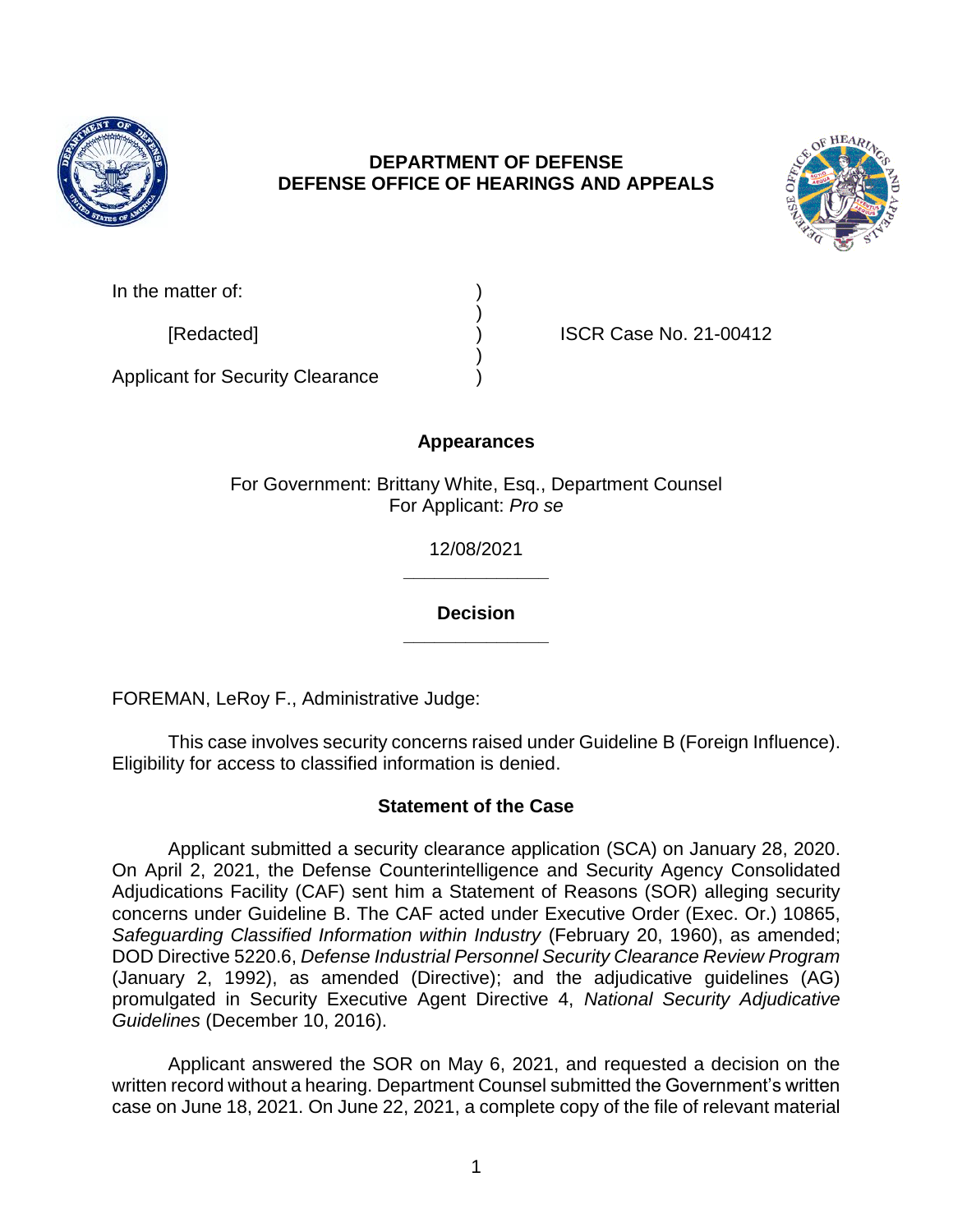**DEPARTMENT OF DEFENSE**
**DEFENSE OFFICE OF HEARINGS AND APPEALS**

| | | |
|---|---|---|
| In the matter of: | ) | |
| | ) | |
| [Redacted] | ) | ISCR Case No. 21-00412 |
| | ) | |
| Applicant for Security Clearance | ) | |

## Appearances

For Government: Brittany White, Esq., Department Counsel
For Applicant: *Pro se*

12/08/2021

______________

## Decision

______________

FOREMAN, LeRoy F., Administrative Judge:

This case involves security concerns raised under Guideline B (Foreign Influence). Eligibility for access to classified information is denied.

## Statement of the Case

Applicant submitted a security clearance application (SCA) on January 28, 2020. On April 2, 2021, the Defense Counterintelligence and Security Agency Consolidated Adjudications Facility (CAF) sent him a Statement of Reasons (SOR) alleging security concerns under Guideline B. The CAF acted under Executive Order (Exec. Or.) 10865, *Safeguarding Classified Information within Industry* (February 20, 1960), as amended; DOD Directive 5220.6, *Defense Industrial Personnel Security Clearance Review Program* (January 2, 1992), as amended (Directive); and the adjudicative guidelines (AG) promulgated in Security Executive Agent Directive 4, *National Security Adjudicative Guidelines* (December 10, 2016).

Applicant answered the SOR on May 6, 2021, and requested a decision on the written record without a hearing. Department Counsel submitted the Government's written case on June 18, 2021. On June 22, 2021, a complete copy of the file of relevant material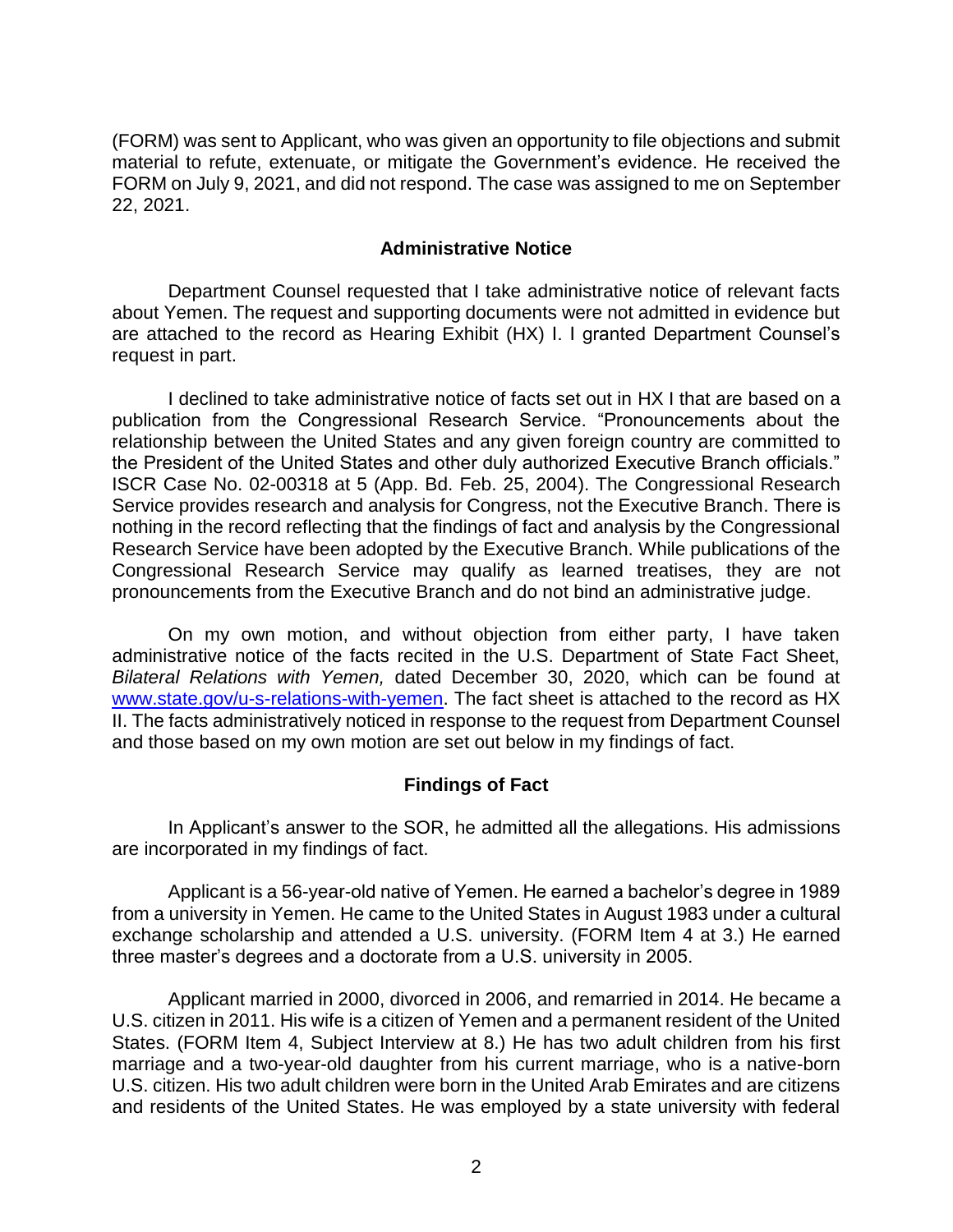(FORM) was sent to Applicant, who was given an opportunity to file objections and submit material to refute, extenuate, or mitigate the Government's evidence. He received the FORM on July 9, 2021, and did not respond. The case was assigned to me on September 22, 2021.

## Administrative Notice

Department Counsel requested that I take administrative notice of relevant facts about Yemen. The request and supporting documents were not admitted in evidence but are attached to the record as Hearing Exhibit (HX) I. I granted Department Counsel's request in part.

I declined to take administrative notice of facts set out in HX I that are based on a publication from the Congressional Research Service. "Pronouncements about the relationship between the United States and any given foreign country are committed to the President of the United States and other duly authorized Executive Branch officials." ISCR Case No. 02-00318 at 5 (App. Bd. Feb. 25, 2004). The Congressional Research Service provides research and analysis for Congress, not the Executive Branch. There is nothing in the record reflecting that the findings of fact and analysis by the Congressional Research Service have been adopted by the Executive Branch. While publications of the Congressional Research Service may qualify as learned treatises, they are not pronouncements from the Executive Branch and do not bind an administrative judge.

On my own motion, and without objection from either party, I have taken administrative notice of the facts recited in the U.S. Department of State Fact Sheet, *Bilateral Relations with Yemen,* dated December 30, 2020, which can be found at www.state.gov/u-s-relations-with-yemen. The fact sheet is attached to the record as HX II. The facts administratively noticed in response to the request from Department Counsel and those based on my own motion are set out below in my findings of fact.

## Findings of Fact

In Applicant's answer to the SOR, he admitted all the allegations. His admissions are incorporated in my findings of fact.

Applicant is a 56-year-old native of Yemen. He earned a bachelor's degree in 1989 from a university in Yemen. He came to the United States in August 1983 under a cultural exchange scholarship and attended a U.S. university. (FORM Item 4 at 3.) He earned three master's degrees and a doctorate from a U.S. university in 2005.

Applicant married in 2000, divorced in 2006, and remarried in 2014. He became a U.S. citizen in 2011. His wife is a citizen of Yemen and a permanent resident of the United States. (FORM Item 4, Subject Interview at 8.) He has two adult children from his first marriage and a two-year-old daughter from his current marriage, who is a native-born U.S. citizen. His two adult children were born in the United Arab Emirates and are citizens and residents of the United States. He was employed by a state university with federal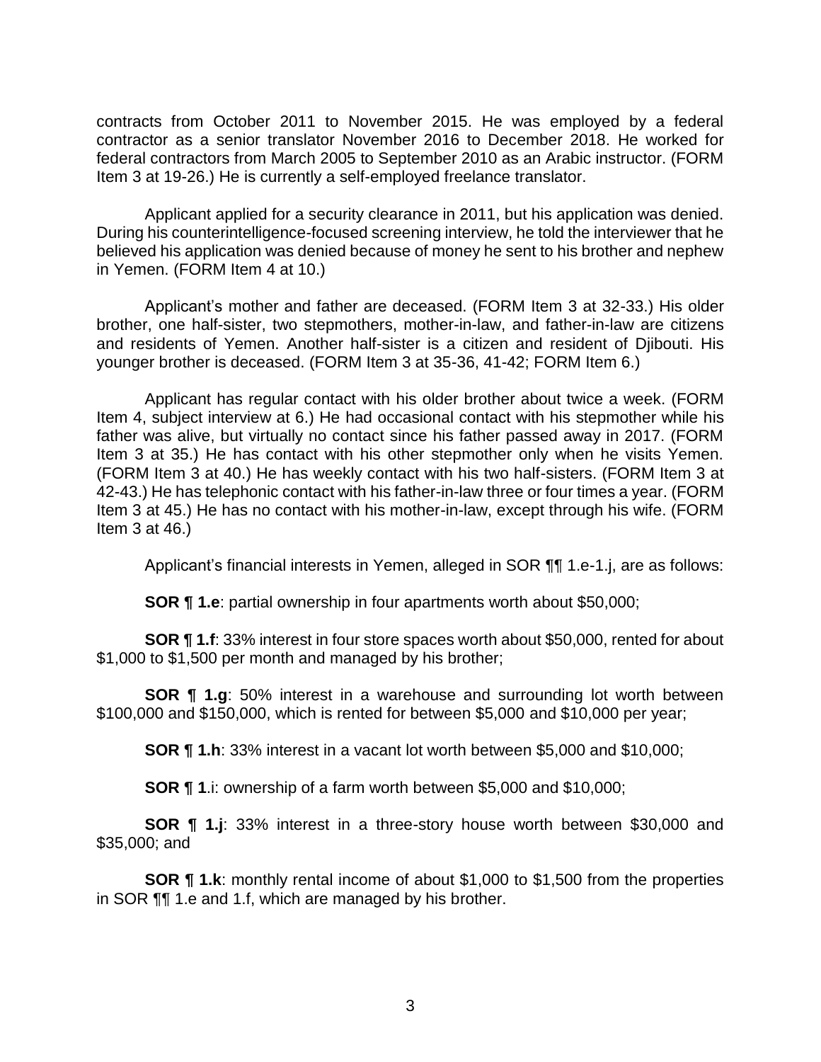contracts from October 2011 to November 2015. He was employed by a federal contractor as a senior translator November 2016 to December 2018. He worked for federal contractors from March 2005 to September 2010 as an Arabic instructor. (FORM Item 3 at 19-26.) He is currently a self-employed freelance translator.

Applicant applied for a security clearance in 2011, but his application was denied. During his counterintelligence-focused screening interview, he told the interviewer that he believed his application was denied because of money he sent to his brother and nephew in Yemen. (FORM Item 4 at 10.)

Applicant's mother and father are deceased. (FORM Item 3 at 32-33.) His older brother, one half-sister, two stepmothers, mother-in-law, and father-in-law are citizens and residents of Yemen. Another half-sister is a citizen and resident of Djibouti. His younger brother is deceased. (FORM Item 3 at 35-36, 41-42; FORM Item 6.)

Applicant has regular contact with his older brother about twice a week. (FORM Item 4, subject interview at 6.) He had occasional contact with his stepmother while his father was alive, but virtually no contact since his father passed away in 2017. (FORM Item 3 at 35.) He has contact with his other stepmother only when he visits Yemen. (FORM Item 3 at 40.) He has weekly contact with his two half-sisters. (FORM Item 3 at 42-43.) He has telephonic contact with his father-in-law three or four times a year. (FORM Item 3 at 45.) He has no contact with his mother-in-law, except through his wife. (FORM Item 3 at 46.)

Applicant's financial interests in Yemen, alleged in SOR ¶¶ 1.e-1.j, are as follows:

**SOR ¶ 1.e**: partial ownership in four apartments worth about $50,000;

**SOR ¶ 1.f**: 33% interest in four store spaces worth about $50,000, rented for about $1,000 to $1,500 per month and managed by his brother;

**SOR ¶ 1.g**: 50% interest in a warehouse and surrounding lot worth between $100,000 and $150,000, which is rented for between $5,000 and $10,000 per year;

**SOR ¶ 1.h**: 33% interest in a vacant lot worth between $5,000 and $10,000;

**SOR ¶ 1**.i: ownership of a farm worth between $5,000 and $10,000;

**SOR ¶ 1.j**: 33% interest in a three-story house worth between $30,000 and $35,000; and

**SOR ¶ 1.k**: monthly rental income of about $1,000 to $1,500 from the properties in SOR ¶¶ 1.e and 1.f, which are managed by his brother.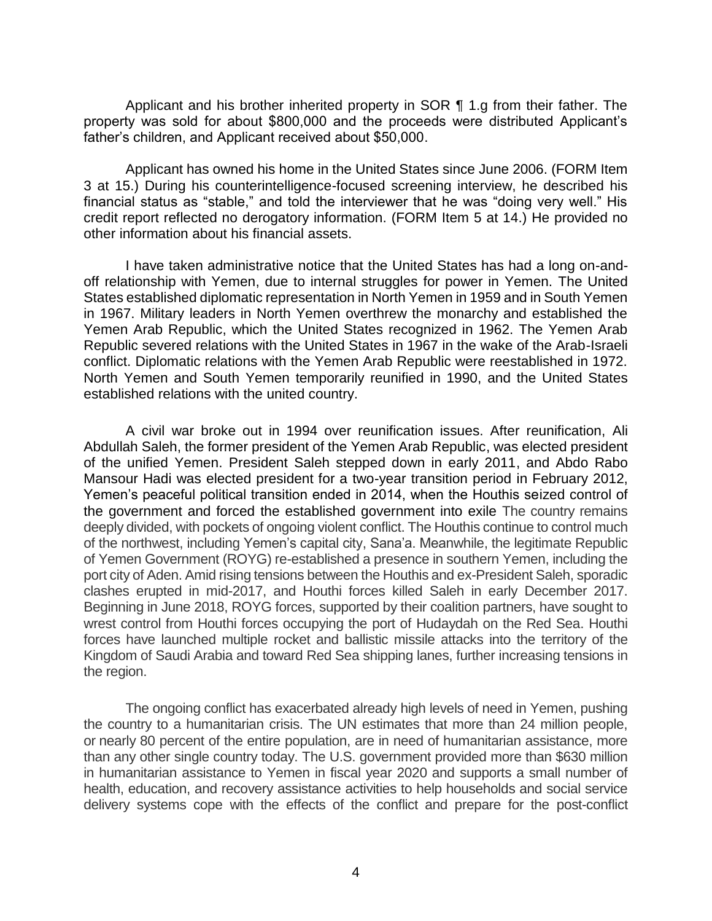Applicant and his brother inherited property in SOR ¶ 1.g from their father. The property was sold for about $800,000 and the proceeds were distributed Applicant's father's children, and Applicant received about $50,000.

Applicant has owned his home in the United States since June 2006. (FORM Item 3 at 15.) During his counterintelligence-focused screening interview, he described his financial status as "stable," and told the interviewer that he was "doing very well." His credit report reflected no derogatory information. (FORM Item 5 at 14.) He provided no other information about his financial assets.

I have taken administrative notice that the United States has had a long on-and-off relationship with Yemen, due to internal struggles for power in Yemen. The United States established diplomatic representation in North Yemen in 1959 and in South Yemen in 1967. Military leaders in North Yemen overthrew the monarchy and established the Yemen Arab Republic, which the United States recognized in 1962. The Yemen Arab Republic severed relations with the United States in 1967 in the wake of the Arab-Israeli conflict. Diplomatic relations with the Yemen Arab Republic were reestablished in 1972. North Yemen and South Yemen temporarily reunified in 1990, and the United States established relations with the united country.

A civil war broke out in 1994 over reunification issues. After reunification, Ali Abdullah Saleh, the former president of the Yemen Arab Republic, was elected president of the unified Yemen. President Saleh stepped down in early 2011, and Abdo Rabo Mansour Hadi was elected president for a two-year transition period in February 2012, Yemen's peaceful political transition ended in 2014, when the Houthis seized control of the government and forced the established government into exile The country remains deeply divided, with pockets of ongoing violent conflict. The Houthis continue to control much of the northwest, including Yemen's capital city, Sana'a. Meanwhile, the legitimate Republic of Yemen Government (ROYG) re-established a presence in southern Yemen, including the port city of Aden. Amid rising tensions between the Houthis and ex-President Saleh, sporadic clashes erupted in mid-2017, and Houthi forces killed Saleh in early December 2017. Beginning in June 2018, ROYG forces, supported by their coalition partners, have sought to wrest control from Houthi forces occupying the port of Hudaydah on the Red Sea. Houthi forces have launched multiple rocket and ballistic missile attacks into the territory of the Kingdom of Saudi Arabia and toward Red Sea shipping lanes, further increasing tensions in the region.

The ongoing conflict has exacerbated already high levels of need in Yemen, pushing the country to a humanitarian crisis. The UN estimates that more than 24 million people, or nearly 80 percent of the entire population, are in need of humanitarian assistance, more than any other single country today. The U.S. government provided more than $630 million in humanitarian assistance to Yemen in fiscal year 2020 and supports a small number of health, education, and recovery assistance activities to help households and social service delivery systems cope with the effects of the conflict and prepare for the post-conflict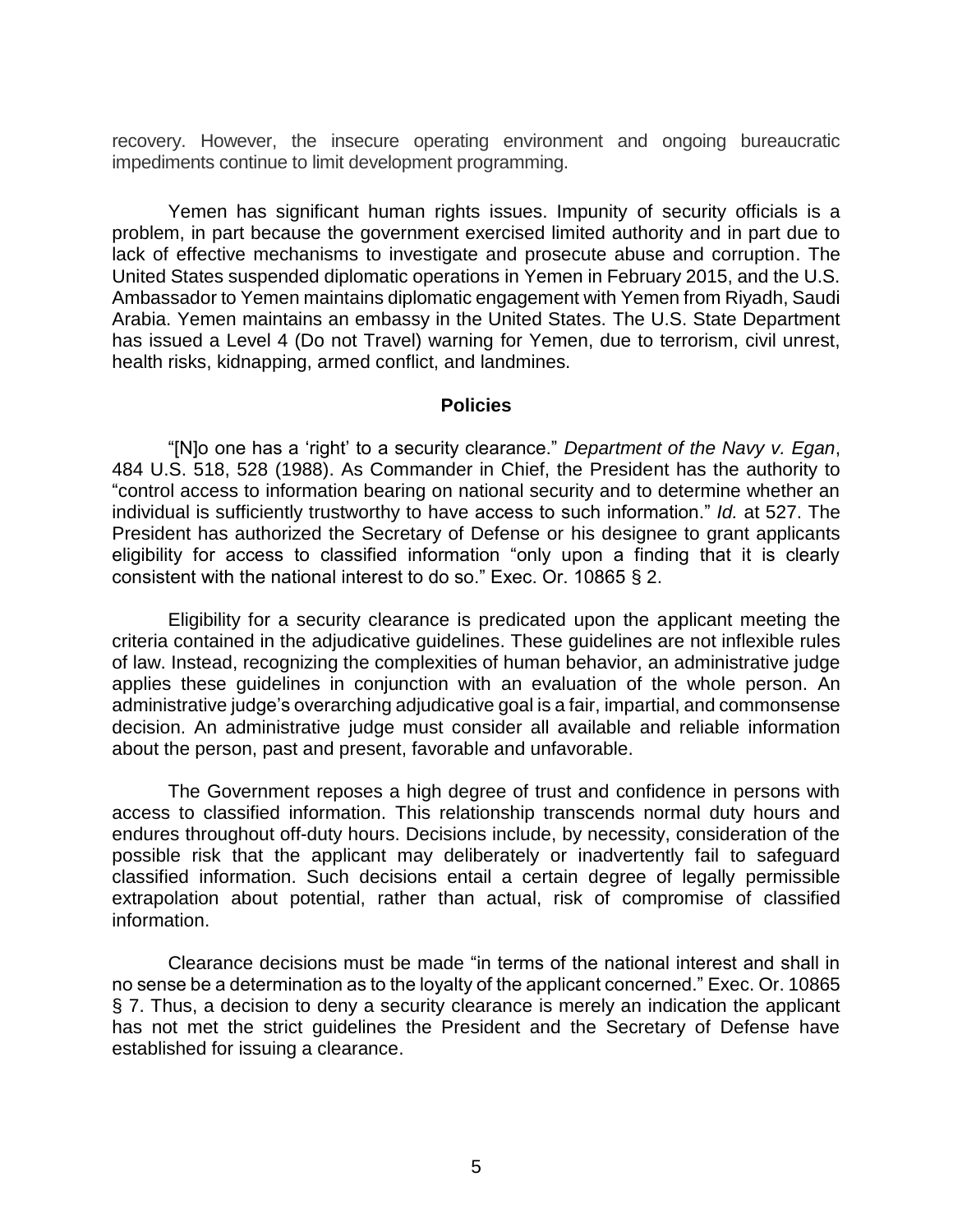recovery. However, the insecure operating environment and ongoing bureaucratic impediments continue to limit development programming.

Yemen has significant human rights issues. Impunity of security officials is a problem, in part because the government exercised limited authority and in part due to lack of effective mechanisms to investigate and prosecute abuse and corruption. The United States suspended diplomatic operations in Yemen in February 2015, and the U.S. Ambassador to Yemen maintains diplomatic engagement with Yemen from Riyadh, Saudi Arabia. Yemen maintains an embassy in the United States. The U.S. State Department has issued a Level 4 (Do not Travel) warning for Yemen, due to terrorism, civil unrest, health risks, kidnapping, armed conflict, and landmines.

## Policies

"[N]o one has a 'right' to a security clearance." *Department of the Navy v. Egan*, 484 U.S. 518, 528 (1988). As Commander in Chief, the President has the authority to "control access to information bearing on national security and to determine whether an individual is sufficiently trustworthy to have access to such information." *Id.* at 527. The President has authorized the Secretary of Defense or his designee to grant applicants eligibility for access to classified information "only upon a finding that it is clearly consistent with the national interest to do so." Exec. Or. 10865 § 2.

Eligibility for a security clearance is predicated upon the applicant meeting the criteria contained in the adjudicative guidelines. These guidelines are not inflexible rules of law. Instead, recognizing the complexities of human behavior, an administrative judge applies these guidelines in conjunction with an evaluation of the whole person. An administrative judge's overarching adjudicative goal is a fair, impartial, and commonsense decision. An administrative judge must consider all available and reliable information about the person, past and present, favorable and unfavorable.

The Government reposes a high degree of trust and confidence in persons with access to classified information. This relationship transcends normal duty hours and endures throughout off-duty hours. Decisions include, by necessity, consideration of the possible risk that the applicant may deliberately or inadvertently fail to safeguard classified information. Such decisions entail a certain degree of legally permissible extrapolation about potential, rather than actual, risk of compromise of classified information.

Clearance decisions must be made "in terms of the national interest and shall in no sense be a determination as to the loyalty of the applicant concerned." Exec. Or. 10865 § 7. Thus, a decision to deny a security clearance is merely an indication the applicant has not met the strict guidelines the President and the Secretary of Defense have established for issuing a clearance.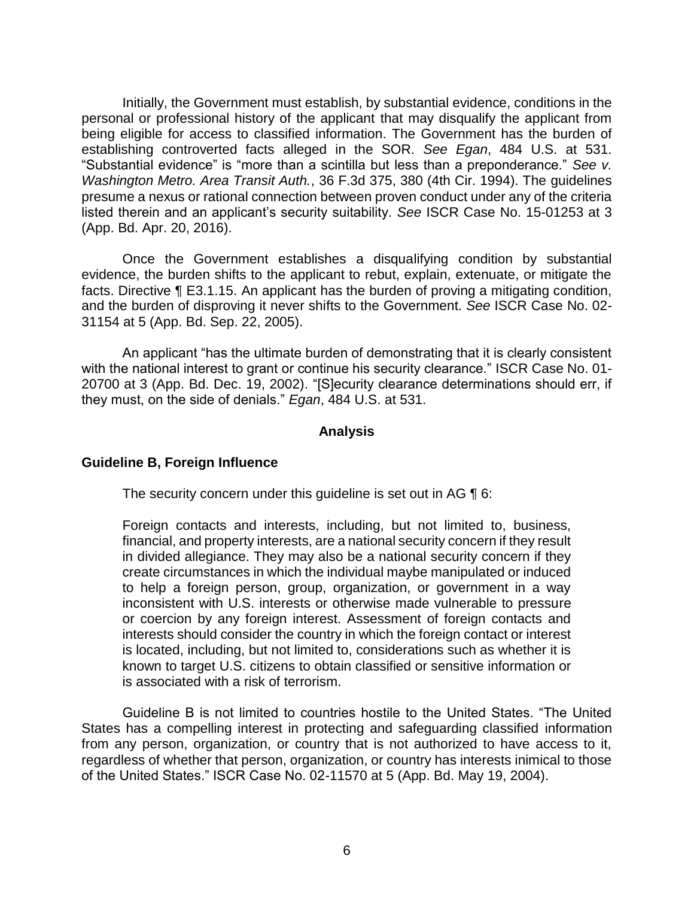Initially, the Government must establish, by substantial evidence, conditions in the personal or professional history of the applicant that may disqualify the applicant from being eligible for access to classified information. The Government has the burden of establishing controverted facts alleged in the SOR. *See Egan*, 484 U.S. at 531. "Substantial evidence" is "more than a scintilla but less than a preponderance." *See v. Washington Metro. Area Transit Auth.*, 36 F.3d 375, 380 (4th Cir. 1994). The guidelines presume a nexus or rational connection between proven conduct under any of the criteria listed therein and an applicant's security suitability. *See* ISCR Case No. 15-01253 at 3 (App. Bd. Apr. 20, 2016).

Once the Government establishes a disqualifying condition by substantial evidence, the burden shifts to the applicant to rebut, explain, extenuate, or mitigate the facts. Directive ¶ E3.1.15. An applicant has the burden of proving a mitigating condition, and the burden of disproving it never shifts to the Government. *See* ISCR Case No. 02-31154 at 5 (App. Bd. Sep. 22, 2005).

An applicant "has the ultimate burden of demonstrating that it is clearly consistent with the national interest to grant or continue his security clearance." ISCR Case No. 01-20700 at 3 (App. Bd. Dec. 19, 2002). "[S]ecurity clearance determinations should err, if they must, on the side of denials." *Egan*, 484 U.S. at 531.

## Analysis

### Guideline B, Foreign Influence

The security concern under this guideline is set out in AG ¶ 6:

> Foreign contacts and interests, including, but not limited to, business, financial, and property interests, are a national security concern if they result in divided allegiance. They may also be a national security concern if they create circumstances in which the individual maybe manipulated or induced to help a foreign person, group, organization, or government in a way inconsistent with U.S. interests or otherwise made vulnerable to pressure or coercion by any foreign interest. Assessment of foreign contacts and interests should consider the country in which the foreign contact or interest is located, including, but not limited to, considerations such as whether it is known to target U.S. citizens to obtain classified or sensitive information or is associated with a risk of terrorism.

Guideline B is not limited to countries hostile to the United States. "The United States has a compelling interest in protecting and safeguarding classified information from any person, organization, or country that is not authorized to have access to it, regardless of whether that person, organization, or country has interests inimical to those of the United States." ISCR Case No. 02-11570 at 5 (App. Bd. May 19, 2004).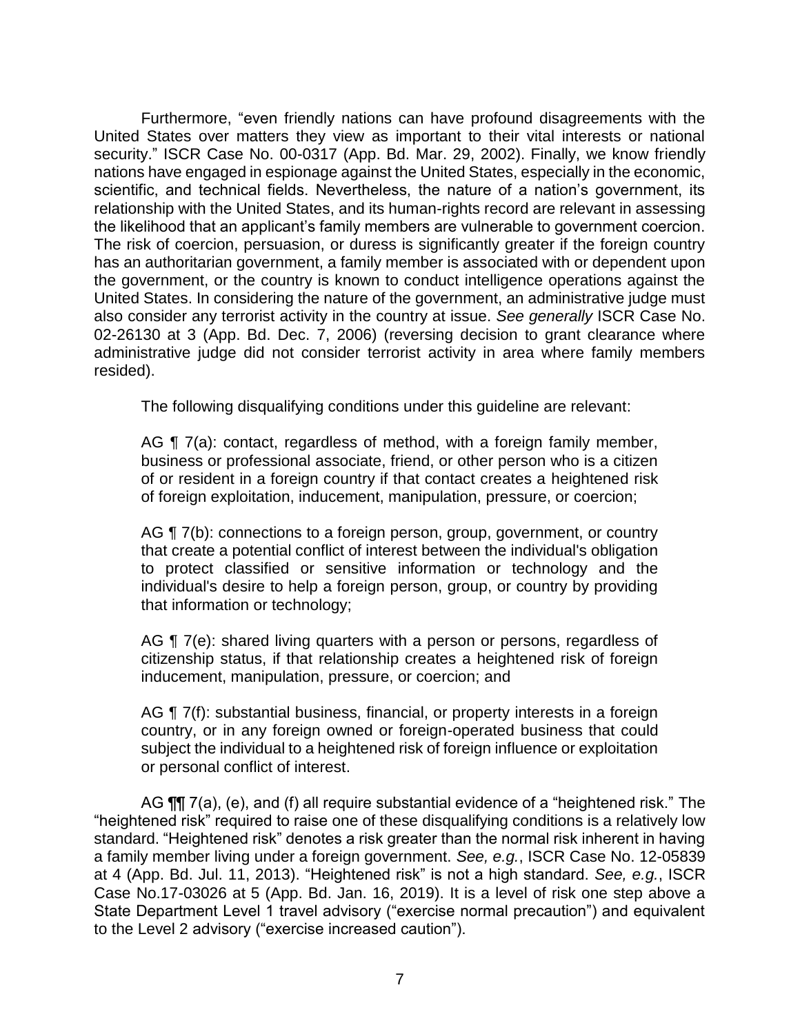Furthermore, "even friendly nations can have profound disagreements with the United States over matters they view as important to their vital interests or national security." ISCR Case No. 00-0317 (App. Bd. Mar. 29, 2002). Finally, we know friendly nations have engaged in espionage against the United States, especially in the economic, scientific, and technical fields. Nevertheless, the nature of a nation's government, its relationship with the United States, and its human-rights record are relevant in assessing the likelihood that an applicant's family members are vulnerable to government coercion. The risk of coercion, persuasion, or duress is significantly greater if the foreign country has an authoritarian government, a family member is associated with or dependent upon the government, or the country is known to conduct intelligence operations against the United States. In considering the nature of the government, an administrative judge must also consider any terrorist activity in the country at issue. *See generally* ISCR Case No. 02-26130 at 3 (App. Bd. Dec. 7, 2006) (reversing decision to grant clearance where administrative judge did not consider terrorist activity in area where family members resided).

The following disqualifying conditions under this guideline are relevant:

> AG ¶ 7(a): contact, regardless of method, with a foreign family member, business or professional associate, friend, or other person who is a citizen of or resident in a foreign country if that contact creates a heightened risk of foreign exploitation, inducement, manipulation, pressure, or coercion;
>
> AG ¶ 7(b): connections to a foreign person, group, government, or country that create a potential conflict of interest between the individual's obligation to protect classified or sensitive information or technology and the individual's desire to help a foreign person, group, or country by providing that information or technology;
>
> AG ¶ 7(e): shared living quarters with a person or persons, regardless of citizenship status, if that relationship creates a heightened risk of foreign inducement, manipulation, pressure, or coercion; and
>
> AG ¶ 7(f): substantial business, financial, or property interests in a foreign country, or in any foreign owned or foreign-operated business that could subject the individual to a heightened risk of foreign influence or exploitation or personal conflict of interest.

AG **¶¶** 7(a), (e), and (f) all require substantial evidence of a "heightened risk." The "heightened risk" required to raise one of these disqualifying conditions is a relatively low standard. "Heightened risk" denotes a risk greater than the normal risk inherent in having a family member living under a foreign government. *See, e.g.*, ISCR Case No. 12-05839 at 4 (App. Bd. Jul. 11, 2013). "Heightened risk" is not a high standard. *See, e.g.*, ISCR Case No.17-03026 at 5 (App. Bd. Jan. 16, 2019). It is a level of risk one step above a State Department Level 1 travel advisory ("exercise normal precaution") and equivalent to the Level 2 advisory ("exercise increased caution").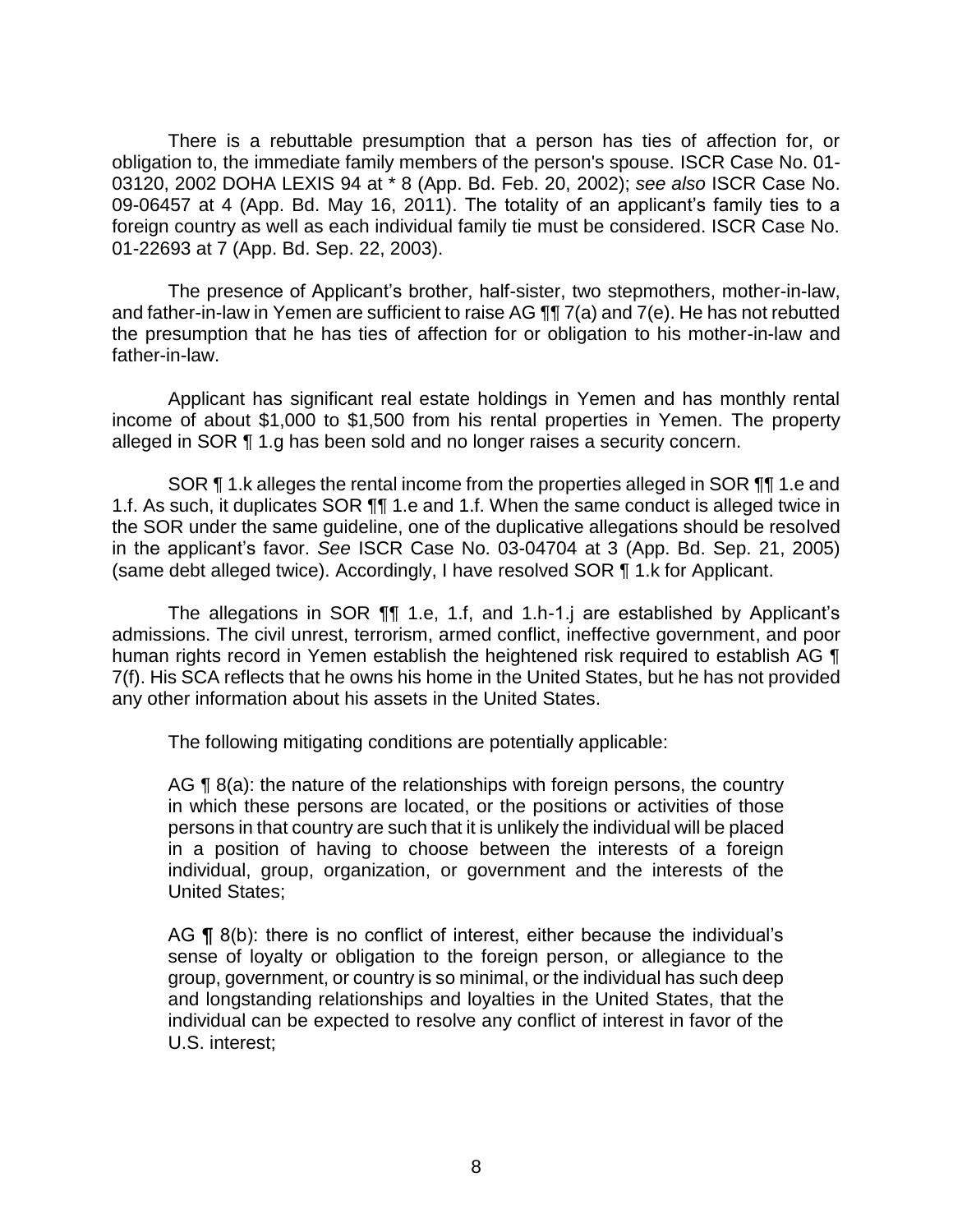There is a rebuttable presumption that a person has ties of affection for, or obligation to, the immediate family members of the person's spouse. ISCR Case No. 01-03120, 2002 DOHA LEXIS 94 at * 8 (App. Bd. Feb. 20, 2002); *see also* ISCR Case No. 09-06457 at 4 (App. Bd. May 16, 2011). The totality of an applicant's family ties to a foreign country as well as each individual family tie must be considered. ISCR Case No. 01-22693 at 7 (App. Bd. Sep. 22, 2003).

The presence of Applicant's brother, half-sister, two stepmothers, mother-in-law, and father-in-law in Yemen are sufficient to raise AG ¶¶ 7(a) and 7(e). He has not rebutted the presumption that he has ties of affection for or obligation to his mother-in-law and father-in-law.

Applicant has significant real estate holdings in Yemen and has monthly rental income of about $1,000 to $1,500 from his rental properties in Yemen. The property alleged in SOR ¶ 1.g has been sold and no longer raises a security concern.

SOR ¶ 1.k alleges the rental income from the properties alleged in SOR ¶¶ 1.e and 1.f. As such, it duplicates SOR ¶¶ 1.e and 1.f. When the same conduct is alleged twice in the SOR under the same guideline, one of the duplicative allegations should be resolved in the applicant's favor. *See* ISCR Case No. 03-04704 at 3 (App. Bd. Sep. 21, 2005) (same debt alleged twice). Accordingly, I have resolved SOR ¶ 1.k for Applicant.

The allegations in SOR ¶¶ 1.e, 1.f, and 1.h-1.j are established by Applicant's admissions. The civil unrest, terrorism, armed conflict, ineffective government, and poor human rights record in Yemen establish the heightened risk required to establish AG ¶ 7(f). His SCA reflects that he owns his home in the United States, but he has not provided any other information about his assets in the United States.

The following mitigating conditions are potentially applicable:

> AG ¶ 8(a): the nature of the relationships with foreign persons, the country in which these persons are located, or the positions or activities of those persons in that country are such that it is unlikely the individual will be placed in a position of having to choose between the interests of a foreign individual, group, organization, or government and the interests of the United States;
>
> AG ¶ 8(b): there is no conflict of interest, either because the individual's sense of loyalty or obligation to the foreign person, or allegiance to the group, government, or country is so minimal, or the individual has such deep and longstanding relationships and loyalties in the United States, that the individual can be expected to resolve any conflict of interest in favor of the U.S. interest;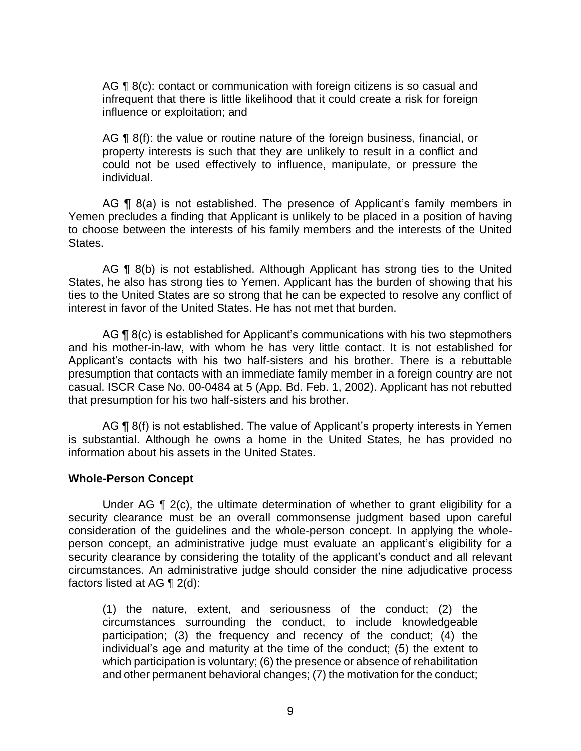AG ¶ 8(c): contact or communication with foreign citizens is so casual and infrequent that there is little likelihood that it could create a risk for foreign influence or exploitation; and

AG ¶ 8(f): the value or routine nature of the foreign business, financial, or property interests is such that they are unlikely to result in a conflict and could not be used effectively to influence, manipulate, or pressure the individual.

AG ¶ 8(a) is not established. The presence of Applicant's family members in Yemen precludes a finding that Applicant is unlikely to be placed in a position of having to choose between the interests of his family members and the interests of the United States.

AG ¶ 8(b) is not established. Although Applicant has strong ties to the United States, he also has strong ties to Yemen. Applicant has the burden of showing that his ties to the United States are so strong that he can be expected to resolve any conflict of interest in favor of the United States. He has not met that burden.

AG ¶ 8(c) is established for Applicant's communications with his two stepmothers and his mother-in-law, with whom he has very little contact. It is not established for Applicant's contacts with his two half-sisters and his brother. There is a rebuttable presumption that contacts with an immediate family member in a foreign country are not casual. ISCR Case No. 00-0484 at 5 (App. Bd. Feb. 1, 2002). Applicant has not rebutted that presumption for his two half-sisters and his brother.

AG ¶ 8(f) is not established. The value of Applicant's property interests in Yemen is substantial. Although he owns a home in the United States, he has provided no information about his assets in the United States.

## Whole-Person Concept

Under AG ¶ 2(c), the ultimate determination of whether to grant eligibility for a security clearance must be an overall commonsense judgment based upon careful consideration of the guidelines and the whole-person concept. In applying the whole-person concept, an administrative judge must evaluate an applicant's eligibility for a security clearance by considering the totality of the applicant's conduct and all relevant circumstances. An administrative judge should consider the nine adjudicative process factors listed at AG ¶ 2(d):

(1) the nature, extent, and seriousness of the conduct; (2) the circumstances surrounding the conduct, to include knowledgeable participation; (3) the frequency and recency of the conduct; (4) the individual's age and maturity at the time of the conduct; (5) the extent to which participation is voluntary; (6) the presence or absence of rehabilitation and other permanent behavioral changes; (7) the motivation for the conduct;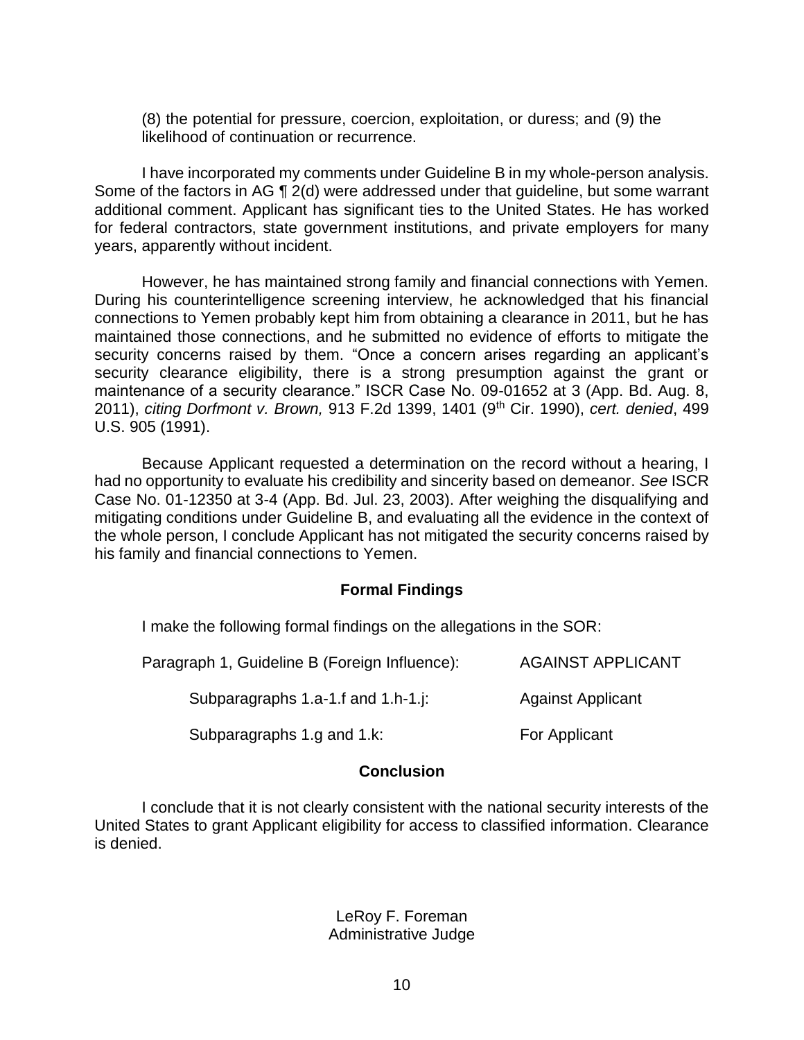(8) the potential for pressure, coercion, exploitation, or duress; and (9) the likelihood of continuation or recurrence.

I have incorporated my comments under Guideline B in my whole-person analysis. Some of the factors in AG ¶ 2(d) were addressed under that guideline, but some warrant additional comment. Applicant has significant ties to the United States. He has worked for federal contractors, state government institutions, and private employers for many years, apparently without incident.

However, he has maintained strong family and financial connections with Yemen. During his counterintelligence screening interview, he acknowledged that his financial connections to Yemen probably kept him from obtaining a clearance in 2011, but he has maintained those connections, and he submitted no evidence of efforts to mitigate the security concerns raised by them. "Once a concern arises regarding an applicant's security clearance eligibility, there is a strong presumption against the grant or maintenance of a security clearance." ISCR Case No. 09-01652 at 3 (App. Bd. Aug. 8, 2011), *citing Dorfmont v. Brown,* 913 F.2d 1399, 1401 (9th Cir. 1990), *cert. denied*, 499 U.S. 905 (1991).

Because Applicant requested a determination on the record without a hearing, I had no opportunity to evaluate his credibility and sincerity based on demeanor. *See* ISCR Case No. 01-12350 at 3-4 (App. Bd. Jul. 23, 2003). After weighing the disqualifying and mitigating conditions under Guideline B, and evaluating all the evidence in the context of the whole person, I conclude Applicant has not mitigated the security concerns raised by his family and financial connections to Yemen.

## Formal Findings

I make the following formal findings on the allegations in the SOR:

| | |
|---|---|
| Paragraph 1, Guideline B (Foreign Influence): | AGAINST APPLICANT |
| Subparagraphs 1.a-1.f and 1.h-1.j: | Against Applicant |
| Subparagraphs 1.g and 1.k: | For Applicant |

## Conclusion

I conclude that it is not clearly consistent with the national security interests of the United States to grant Applicant eligibility for access to classified information. Clearance is denied.

LeRoy F. Foreman
Administrative Judge